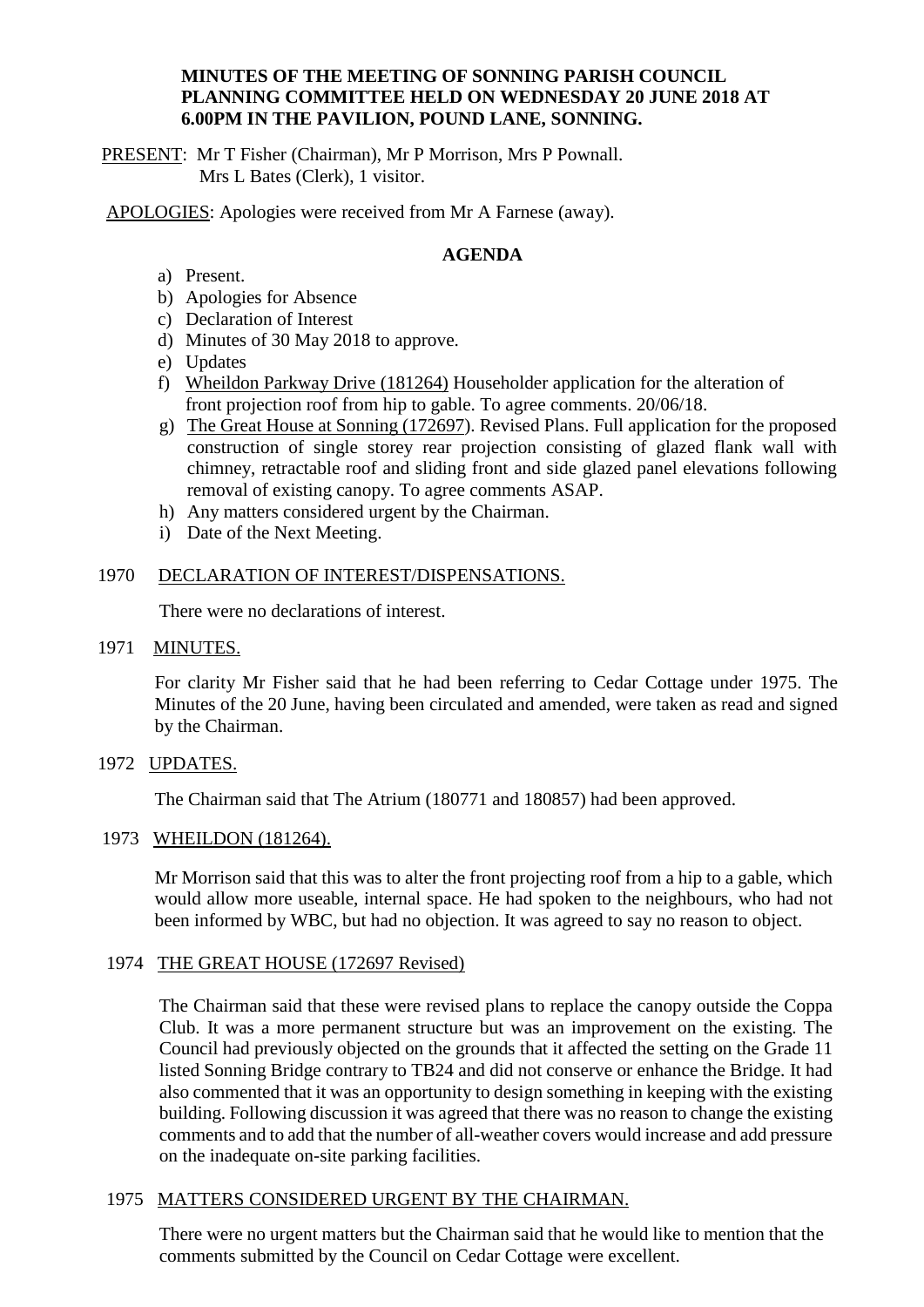**MINUTES OF THE MEETING OF SONNING PARISH COUNCIL PLANNING COMMITTEE HELD ON WEDNESDAY 20 JUNE 2018 AT 6.00PM IN THE PAVILION, POUND LANE, SONNING.**

PRESENT: Mr T Fisher (Chairman), Mr P Morrison, Mrs P Pownall. Mrs L Bates (Clerk), 1 visitor.

APOLOGIES: Apologies were received from Mr A Farnese (away).

**AGENDA**

a) Present.
b) Apologies for Absence
c) Declaration of Interest
d) Minutes of 30 May 2018 to approve.
e) Updates
f) Wheildon Parkway Drive (181264) Householder application for the alteration of front projection roof from hip to gable. To agree comments. 20/06/18.
g) The Great House at Sonning (172697). Revised Plans. Full application for the proposed construction of single storey rear projection consisting of glazed flank wall with chimney, retractable roof and sliding front and side glazed panel elevations following removal of existing canopy. To agree comments ASAP.
h) Any matters considered urgent by the Chairman.
i) Date of the Next Meeting.

1970 DECLARATION OF INTEREST/DISPENSATIONS.

There were no declarations of interest.

1971 MINUTES.

For clarity Mr Fisher said that he had been referring to Cedar Cottage under 1975. The Minutes of the 20 June, having been circulated and amended, were taken as read and signed by the Chairman.

1972 UPDATES.

The Chairman said that The Atrium (180771 and 180857) had been approved.

1973 WHEILDON (181264).

Mr Morrison said that this was to alter the front projecting roof from a hip to a gable, which would allow more useable, internal space. He had spoken to the neighbours, who had not been informed by WBC, but had no objection. It was agreed to say no reason to object.

1974 THE GREAT HOUSE (172697 Revised)

The Chairman said that these were revised plans to replace the canopy outside the Coppa Club. It was a more permanent structure but was an improvement on the existing. The Council had previously objected on the grounds that it affected the setting on the Grade 11 listed Sonning Bridge contrary to TB24 and did not conserve or enhance the Bridge. It had also commented that it was an opportunity to design something in keeping with the existing building. Following discussion it was agreed that there was no reason to change the existing comments and to add that the number of all-weather covers would increase and add pressure on the inadequate on-site parking facilities.

1975 MATTERS CONSIDERED URGENT BY THE CHAIRMAN.

There were no urgent matters but the Chairman said that he would like to mention that the comments submitted by the Council on Cedar Cottage were excellent.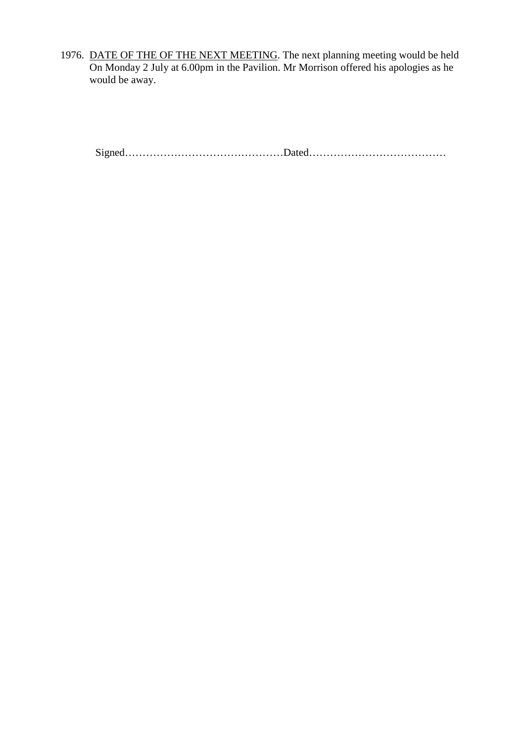1976. DATE OF THE OF THE NEXT MEETING. The next planning meeting would be held On Monday 2 July at 6.00pm in the Pavilion. Mr Morrison offered his apologies as he would be away.

Signed………………………………………Dated…………………………………